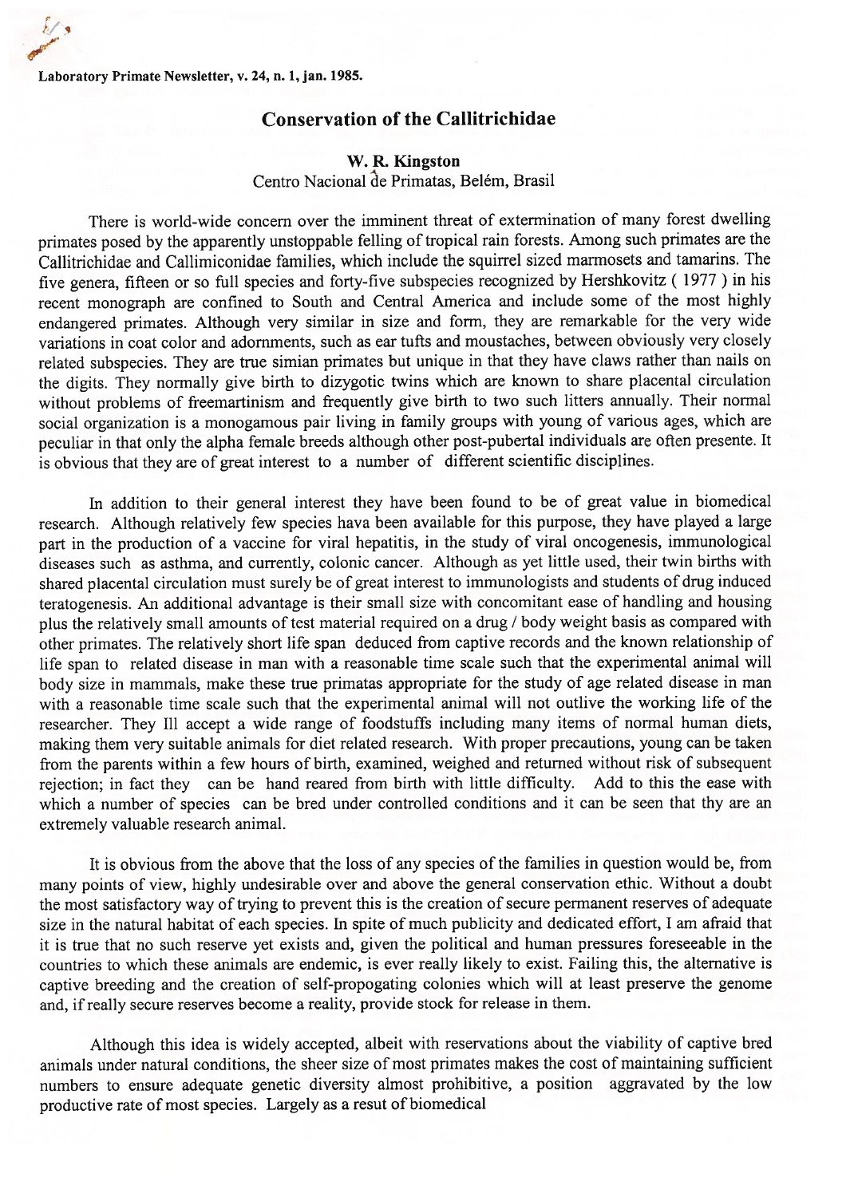Laboratory Primate Newsletter, v. 24, n. 1, jan. 1985.

# Conservation of the Callitrichidae

**W. R. Kingston**
Centro Nacional de Primatas, Belém, Brasil

There is world-wide concern over the imminent threat of extermination of many forest dwelling primates posed by the apparently unstoppable felling of tropical rain forests. Among such primates are the Callitrichidae and Callimiconidae families, which include the squirrel sized marmosets and tamarins. The five genera, fifteen or so full species and forty-five subspecies recognized by Hershkovitz ( 1977 ) in his recent monograph are confined to South and Central America and include some of the most highly endangered primates. Although very similar in size and form, they are remarkable for the very wide variations in coat color and adornments, such as ear tufts and moustaches, between obviously very closely related subspecies. They are true simian primates but unique in that they have claws rather than nails on the digits. They normally give birth to dizygotic twins which are known to share placental circulation without problems of freemartinism and frequently give birth to two such litters annually. Their normal social organization is a monogamous pair living in family groups with young of various ages, which are peculiar in that only the alpha female breeds although other post-pubertal individuals are often presente. It is obvious that they are of great interest to a number of different scientific disciplines.

In addition to their general interest they have been found to be of great value in biomedical research. Although relatively few species hava been available for this purpose, they have played a large part in the production of a vaccine for viral hepatitis, in the study of viral oncogenesis, immunological diseases such as asthma, and currently, colonic cancer. Although as yet little used, their twin births with shared placental circulation must surely be of great interest to immunologists and students of drug induced teratogenesis. An additional advantage is their small size with concomitant ease of handling and housing plus the relatively small amounts of test material required on a drug / body weight basis as compared with other primates. The relatively short life span deduced from captive records and the known relationship of life span to related disease in man with a reasonable time scale such that the experimental animal will body size in mammals, make these true primatas appropriate for the study of age related disease in man with a reasonable time scale such that the experimental animal will not outlive the working life of the researcher. They Ill accept a wide range of foodstuffs including many items of normal human diets, making them very suitable animals for diet related research. With proper precautions, young can be taken from the parents within a few hours of birth, examined, weighed and returned without risk of subsequent rejection; in fact they can be hand reared from birth with little difficulty. Add to this the ease with which a number of species can be bred under controlled conditions and it can be seen that thy are an extremely valuable research animal.

It is obvious from the above that the loss of any species of the families in question would be, from many points of view, highly undesirable over and above the general conservation ethic. Without a doubt the most satisfactory way of trying to prevent this is the creation of secure permanent reserves of adequate size in the natural habitat of each species. In spite of much publicity and dedicated effort, I am afraid that it is true that no such reserve yet exists and, given the political and human pressures foreseeable in the countries to which these animals are endemic, is ever really likely to exist. Failing this, the alternative is captive breeding and the creation of self-propogating colonies which will at least preserve the genome and, if really secure reserves become a reality, provide stock for release in them.

Although this idea is widely accepted, albeit with reservations about the viability of captive bred animals under natural conditions, the sheer size of most primates makes the cost of maintaining sufficient numbers to ensure adequate genetic diversity almost prohibitive, a position aggravated by the low productive rate of most species. Largely as a resut of biomedical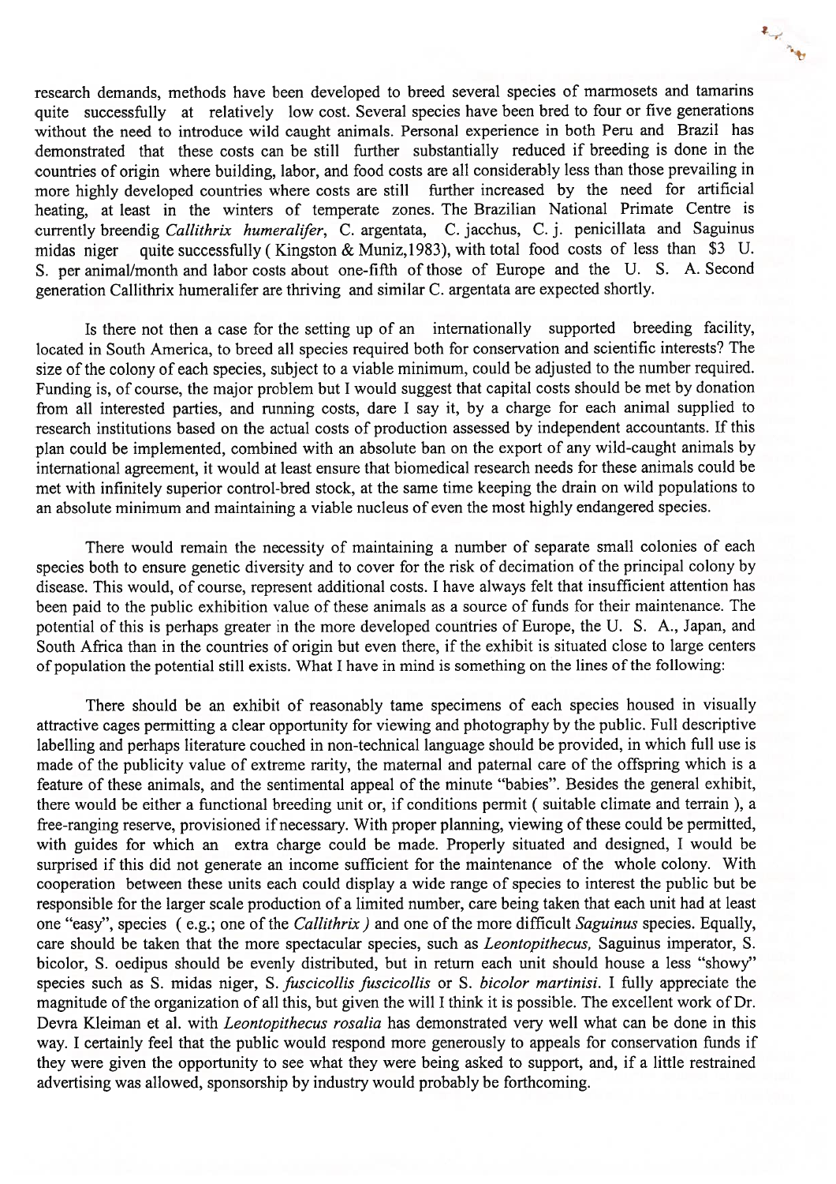research demands, methods have been developed to breed several species of marmosets and tamarins quite successfully at relatively low cost. Several species have been bred to four or five generations without the need to introduce wild caught animals. Personal experience in both Peru and Brazil has demonstrated that these costs can be still further substantially reduced if breeding is done in the countries of origin where building, labor, and food costs are all considerably less than those prevailing in more highly developed countries where costs are still further increased by the need for artificial heating, at least in the winters of temperate zones. The Brazilian National Primate Centre is currently breendig *Callithrix humeralifer*, C. argentata, C. jacchus, C. j. penicillata and Saguinus midas niger quite successfully ( Kingston & Muniz,1983), with total food costs of less than $3 U. S. per animal/month and labor costs about one-fifth of those of Europe and the U. S. A. Second generation Callithrix humeralifer are thriving and similar C. argentata are expected shortly.

Is there not then a case for the setting up of an internationally supported breeding facility, located in South America, to breed all species required both for conservation and scientific interests? The size of the colony of each species, subject to a viable minimum, could be adjusted to the number required. Funding is, of course, the major problem but I would suggest that capital costs should be met by donation from all interested parties, and running costs, dare I say it, by a charge for each animal supplied to research institutions based on the actual costs of production assessed by independent accountants. If this plan could be implemented, combined with an absolute ban on the export of any wild-caught animals by international agreement, it would at least ensure that biomedical research needs for these animals could be met with infinitely superior control-bred stock, at the same time keeping the drain on wild populations to an absolute minimum and maintaining a viable nucleus of even the most highly endangered species.

There would remain the necessity of maintaining a number of separate small colonies of each species both to ensure genetic diversity and to cover for the risk of decimation of the principal colony by disease. This would, of course, represent additional costs. I have always felt that insufficient attention has been paid to the public exhibition value of these animals as a source of funds for their maintenance. The potential of this is perhaps greater in the more developed countries of Europe, the U. S. A., Japan, and South Africa than in the countries of origin but even there, if the exhibit is situated close to large centers of population the potential still exists. What I have in mind is something on the lines of the following:

There should be an exhibit of reasonably tame specimens of each species housed in visually attractive cages permitting a clear opportunity for viewing and photography by the public. Full descriptive labelling and perhaps literature couched in non-technical language should be provided, in which full use is made of the publicity value of extreme rarity, the maternal and paternal care of the offspring which is a feature of these animals, and the sentimental appeal of the minute "babies". Besides the general exhibit, there would be either a functional breeding unit or, if conditions permit ( suitable climate and terrain ), a free-ranging reserve, provisioned if necessary. With proper planning, viewing of these could be permitted, with guides for which an extra charge could be made. Properly situated and designed, I would be surprised if this did not generate an income sufficient for the maintenance of the whole colony. With cooperation between these units each could display a wide range of species to interest the public but be responsible for the larger scale production of a limited number, care being taken that each unit had at least one "easy", species ( e.g.; one of the *Callithrix )* and one of the more difficult *Saguinus* species. Equally, care should be taken that the more spectacular species, such as *Leontopithecus,* Saguinus imperator, S. bicolor, S. oedipus should be evenly distributed, but in return each unit should house a less "showy" species such as S. midas niger, S. *fuscicollis fuscicollis* or S. *bicolor martinisi*. I fully appreciate the magnitude of the organization of all this, but given the will I think it is possible. The excellent work of Dr. Devra Kleiman et al. with *Leontopithecus rosalia* has demonstrated very well what can be done in this way. I certainly feel that the public would respond more generously to appeals for conservation funds if they were given the opportunity to see what they were being asked to support, and, if a little restrained advertising was allowed, sponsorship by industry would probably be forthcoming.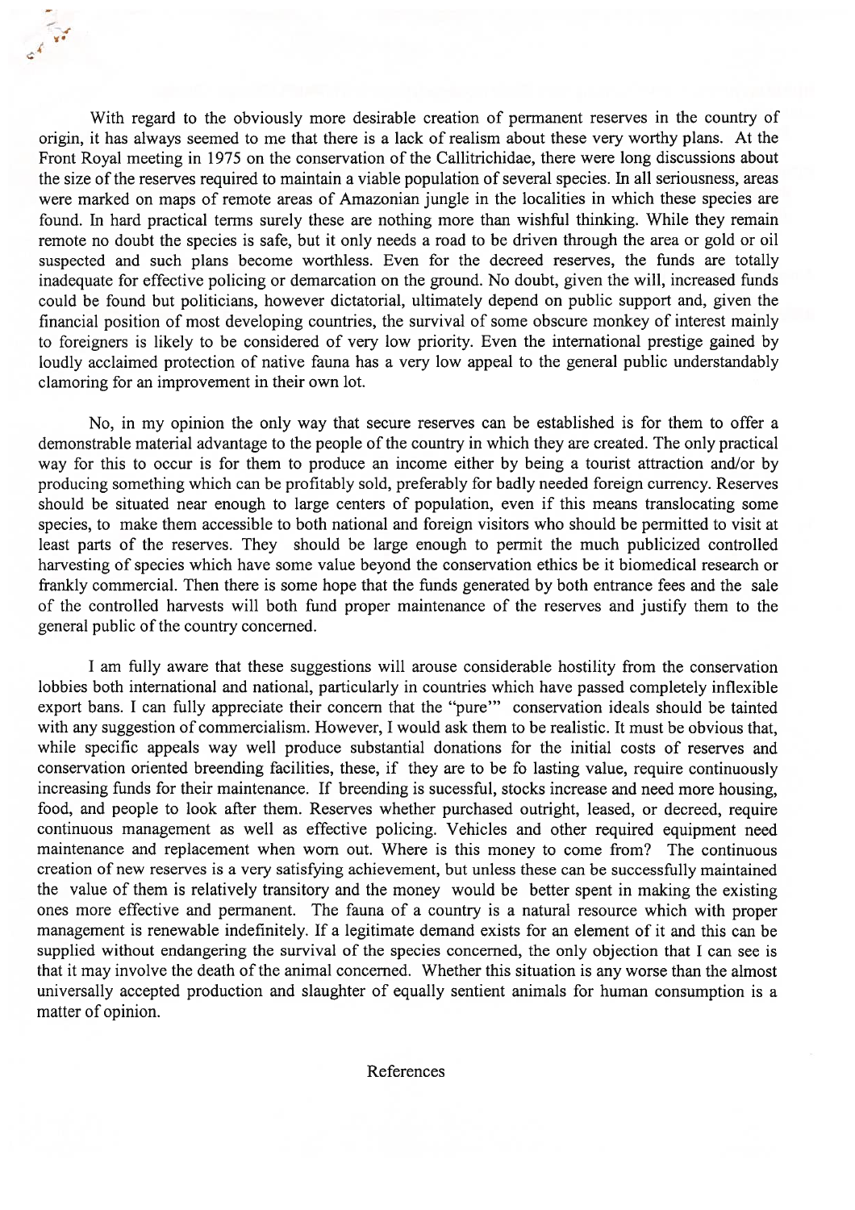With regard to the obviously more desirable creation of permanent reserves in the country of origin, it has always seemed to me that there is a lack of realism about these very worthy plans. At the Front Royal meeting in 1975 on the conservation of the Callitrichidae, there were long discussions about the size of the reserves required to maintain a viable population of several species. In all seriousness, areas were marked on maps of remote areas of Amazonian jungle in the localities in which these species are found. In hard practical terms surely these are nothing more than wishful thinking. While they remain remote no doubt the species is safe, but it only needs a road to be driven through the area or gold or oil suspected and such plans become worthless. Even for the decreed reserves, the funds are totally inadequate for effective policing or demarcation on the ground. No doubt, given the will, increased funds could be found but politicians, however dictatorial, ultimately depend on public support and, given the financial position of most developing countries, the survival of some obscure monkey of interest mainly to foreigners is likely to be considered of very low priority. Even the international prestige gained by loudly acclaimed protection of native fauna has a very low appeal to the general public understandably clamoring for an improvement in their own lot.

No, in my opinion the only way that secure reserves can be established is for them to offer a demonstrable material advantage to the people of the country in which they are created. The only practical way for this to occur is for them to produce an income either by being a tourist attraction and/or by producing something which can be profitably sold, preferably for badly needed foreign currency. Reserves should be situated near enough to large centers of population, even if this means translocating some species, to make them accessible to both national and foreign visitors who should be permitted to visit at least parts of the reserves. They should be large enough to permit the much publicized controlled harvesting of species which have some value beyond the conservation ethics be it biomedical research or frankly commercial. Then there is some hope that the funds generated by both entrance fees and the sale of the controlled harvests will both fund proper maintenance of the reserves and justify them to the general public of the country concerned.

I am fully aware that these suggestions will arouse considerable hostility from the conservation lobbies both international and national, particularly in countries which have passed completely inflexible export bans. I can fully appreciate their concern that the "pure'" conservation ideals should be tainted with any suggestion of commercialism. However, I would ask them to be realistic. It must be obvious that, while specific appeals way well produce substantial donations for the initial costs of reserves and conservation oriented breending facilities, these, if they are to be fo lasting value, require continuously increasing funds for their maintenance. If breending is sucessful, stocks increase and need more housing, food, and people to look after them. Reserves whether purchased outright, leased, or decreed, require continuous management as well as effective policing. Vehicles and other required equipment need maintenance and replacement when worn out. Where is this money to come from? The continuous creation of new reserves is a very satisfying achievement, but unless these can be successfully maintained the value of them is relatively transitory and the money would be better spent in making the existing ones more effective and permanent. The fauna of a country is a natural resource which with proper management is renewable indefinitely. If a legitimate demand exists for an element of it and this can be supplied without endangering the survival of the species concerned, the only objection that I can see is that it may involve the death of the animal concerned. Whether this situation is any worse than the almost universally accepted production and slaughter of equally sentient animals for human consumption is a matter of opinion.

References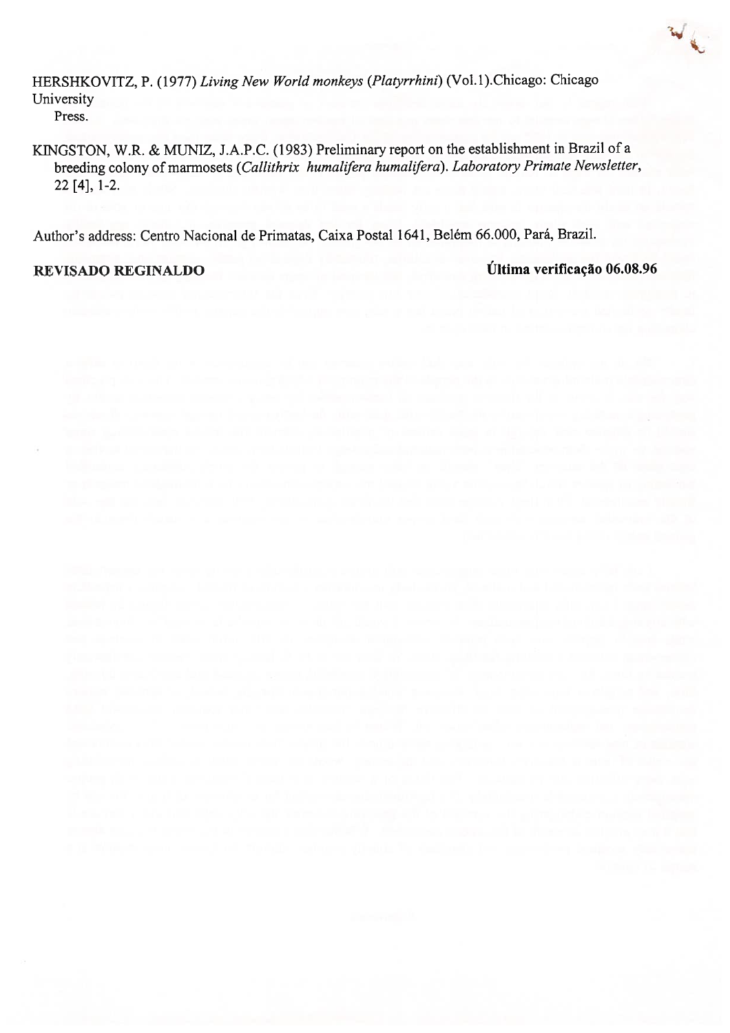HERSHKOVITZ, P. (1977) *Living New World monkeys (Platyrrhini)* (Vol.1).Chicago: Chicago University Press.

KINGSTON, W.R. & MUNIZ, J.A.P.C. (1983) Preliminary report on the establishment in Brazil of a breeding colony of marmosets (*Callithrix humalifera humalifera*). *Laboratory Primate Newsletter*, 22 [4], 1-2.

Author's address: Centro Nacional de Primatas, Caixa Postal 1641, Belém 66.000, Pará, Brazil.

**REVISADO REGINALDO** **Última verificação 06.08.96**